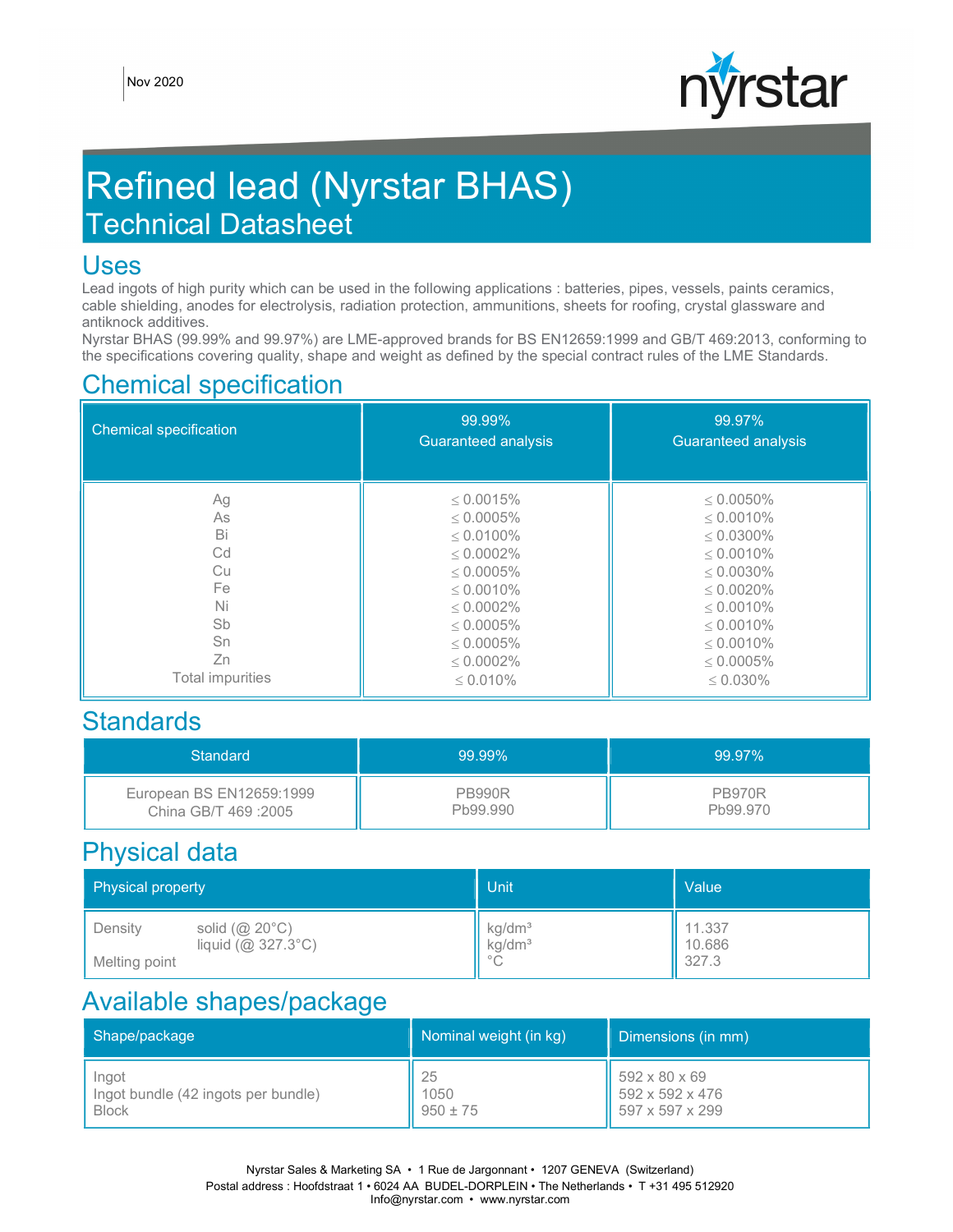Nov 2020

# Refined lead (Nyrstar BHAS)
## Technical Datasheet

## Uses

Lead ingots of high purity which can be used in the following applications : batteries, pipes, vessels, paints ceramics, cable shielding, anodes for electrolysis, radiation protection, ammunitions, sheets for roofing, crystal glassware and antiknock additives.
Nyrstar BHAS (99.99% and 99.97%) are LME-approved brands for BS EN12659:1999 and GB/T 469:2013, conforming to the specifications covering quality, shape and weight as defined by the special contract rules of the LME Standards.

## Chemical specification

| Chemical specification | 99.99% Guaranteed analysis | 99.97% Guaranteed analysis |
|---|---|---|
| Ag | ≤ 0.0015% | ≤ 0.0050% |
| As | ≤ 0.0005% | ≤ 0.0010% |
| Bi | ≤ 0.0100% | ≤ 0.0300% |
| Cd | ≤ 0.0002% | ≤ 0.0010% |
| Cu | ≤ 0.0005% | ≤ 0.0030% |
| Fe | ≤ 0.0010% | ≤ 0.0020% |
| Ni | ≤ 0.0002% | ≤ 0.0010% |
| Sb | ≤ 0.0005% | ≤ 0.0010% |
| Sn | ≤ 0.0005% | ≤ 0.0010% |
| Zn | ≤ 0.0002% | ≤ 0.0005% |
| Total impurities | ≤ 0.010% | ≤ 0.030% |

## Standards

| Standard | 99.99% | 99.97% |
|---|---|---|
| European BS EN12659:1999 | PB990R | PB970R |
| China GB/T 469 :2005 | Pb99.990 | Pb99.970 |

## Physical data

| Physical property | Unit | Value |
|---|---|---|
| Density solid (@ 20°C) | kg/dm³ | 11.337 |
| Density liquid (@ 327.3°C) | kg/dm³ | 10.686 |
| Melting point | °C | 327.3 |

## Available shapes/package

| Shape/package | Nominal weight (in kg) | Dimensions (in mm) |
|---|---|---|
| Ingot | 25 | 592 x 80 x 69 |
| Ingot bundle (42 ingots per bundle) | 1050 | 592 x 592 x 476 |
| Block | 950 ± 75 | 597 x 597 x 299 |

Nyrstar Sales & Marketing SA • 1 Rue de Jargonnant • 1207 GENEVA (Switzerland)
Postal address : Hoofdstraat 1 • 6024 AA BUDEL-DORPLEIN • The Netherlands • T +31 495 512920
Info@nyrstar.com • www.nyrstar.com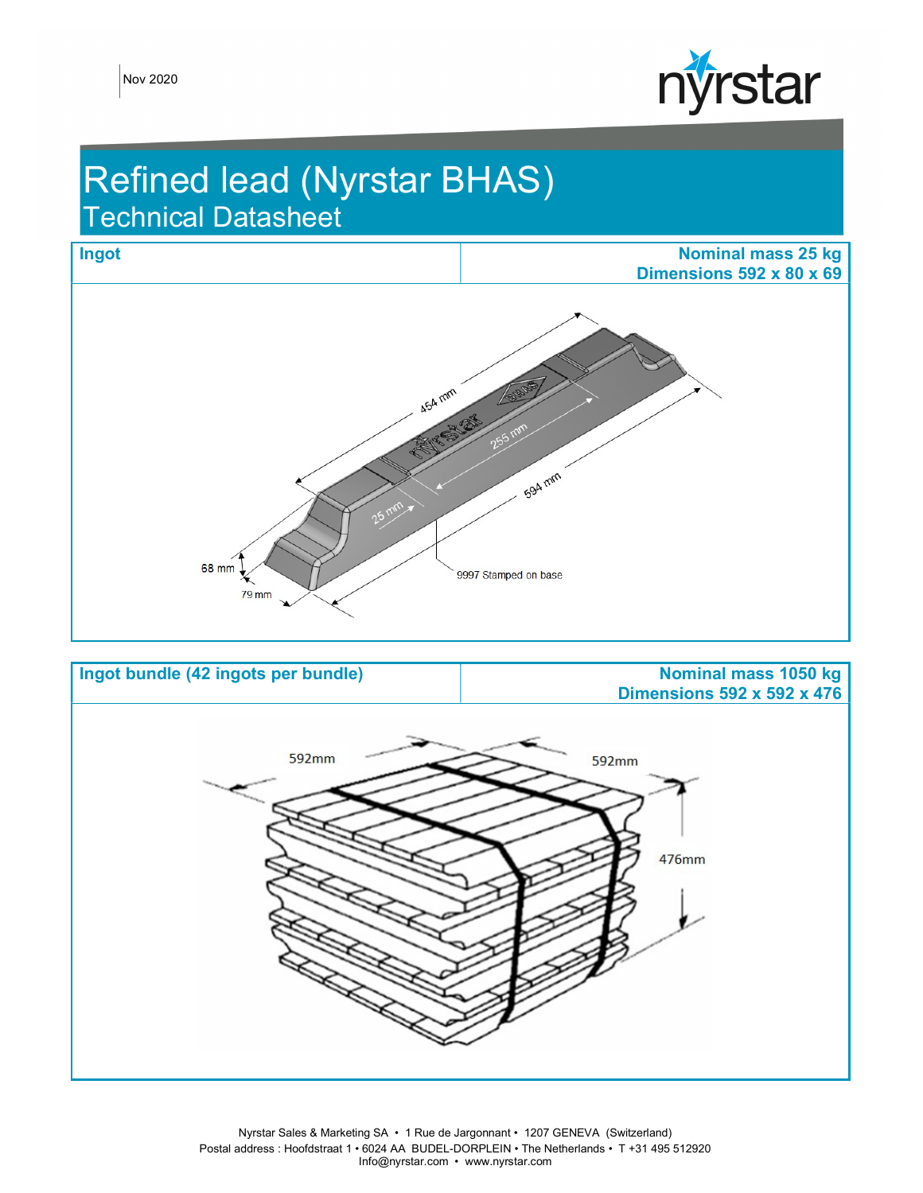Nov 2020

# Refined lead (Nyrstar BHAS)

## Technical Datasheet

| Ingot | Nominal mass 25 kg<br>Dimensions 592 x 80 x 69 |
| --- | --- |

454 mm

255 mm

594 mm

25 mm

68 mm

79 mm

9997 Stamped on base

| Ingot bundle (42 ingots per bundle) | Nominal mass 1050 kg<br>Dimensions 592 x 592 x 476 |
| --- | --- |

592mm

592mm

476mm

Nyrstar Sales & Marketing SA • 1 Rue de Jargonnant • 1207 GENEVA (Switzerland)
Postal address : Hoofdstraat 1 • 6024 AA BUDEL-DORPLEIN • The Netherlands • T +31 495 512920
Info@nyrstar.com • www.nyrstar.com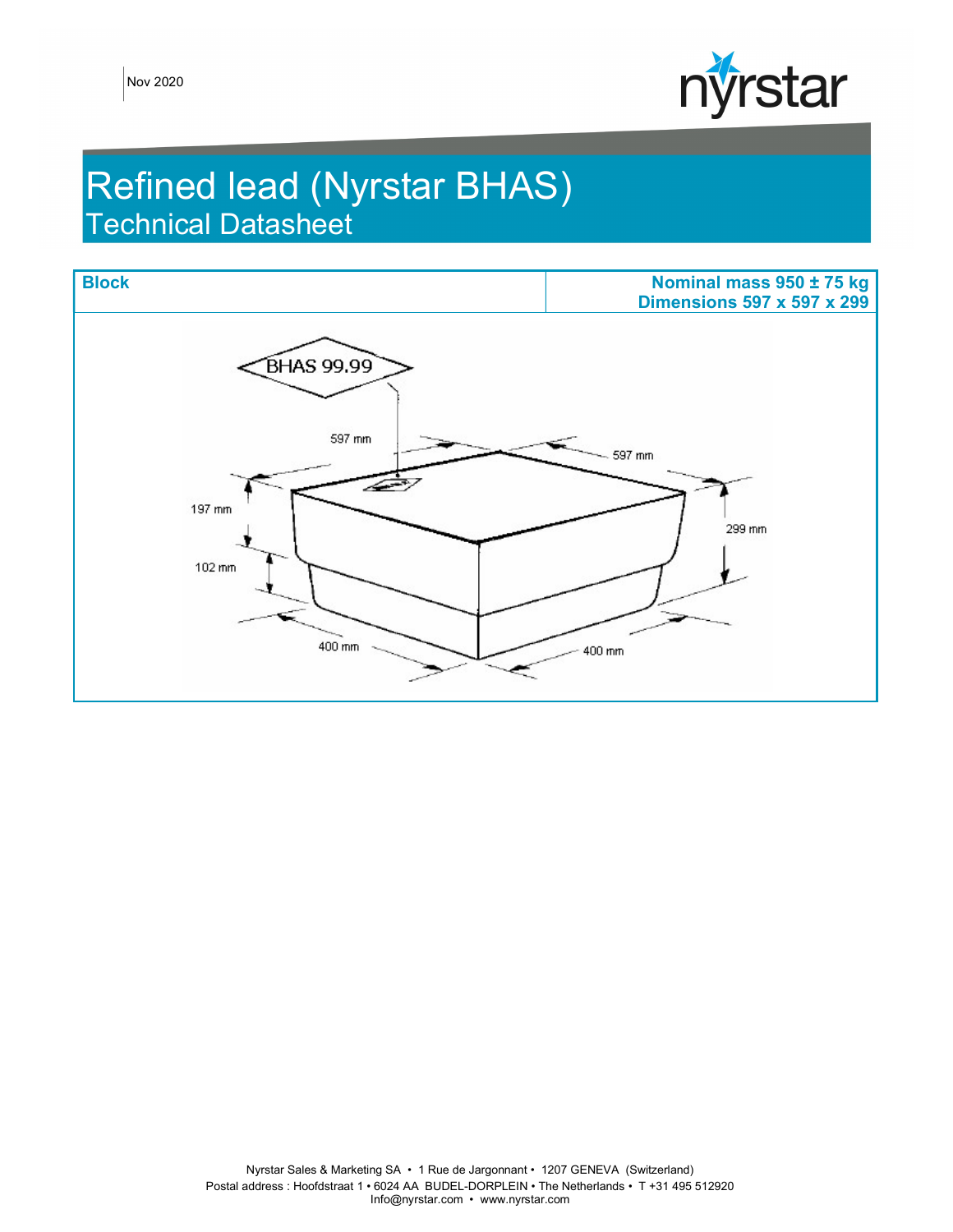Nov 2020

# Refined lead (Nyrstar BHAS)

## Technical Datasheet

| **Block** | **Nominal mass 950 ± 75 kg**<br>**Dimensions 597 x 597 x 299** |
| --- | --- |

BHAS 99.99

597 mm

597 mm

197 mm

102 mm

299 mm

400 mm

400 mm

Nyrstar Sales & Marketing SA • 1 Rue de Jargonnant • 1207 GENEVA (Switzerland)
Postal address : Hoofdstraat 1 • 6024 AA BUDEL-DORPLEIN • The Netherlands • T +31 495 512920
Info@nyrstar.com • www.nyrstar.com